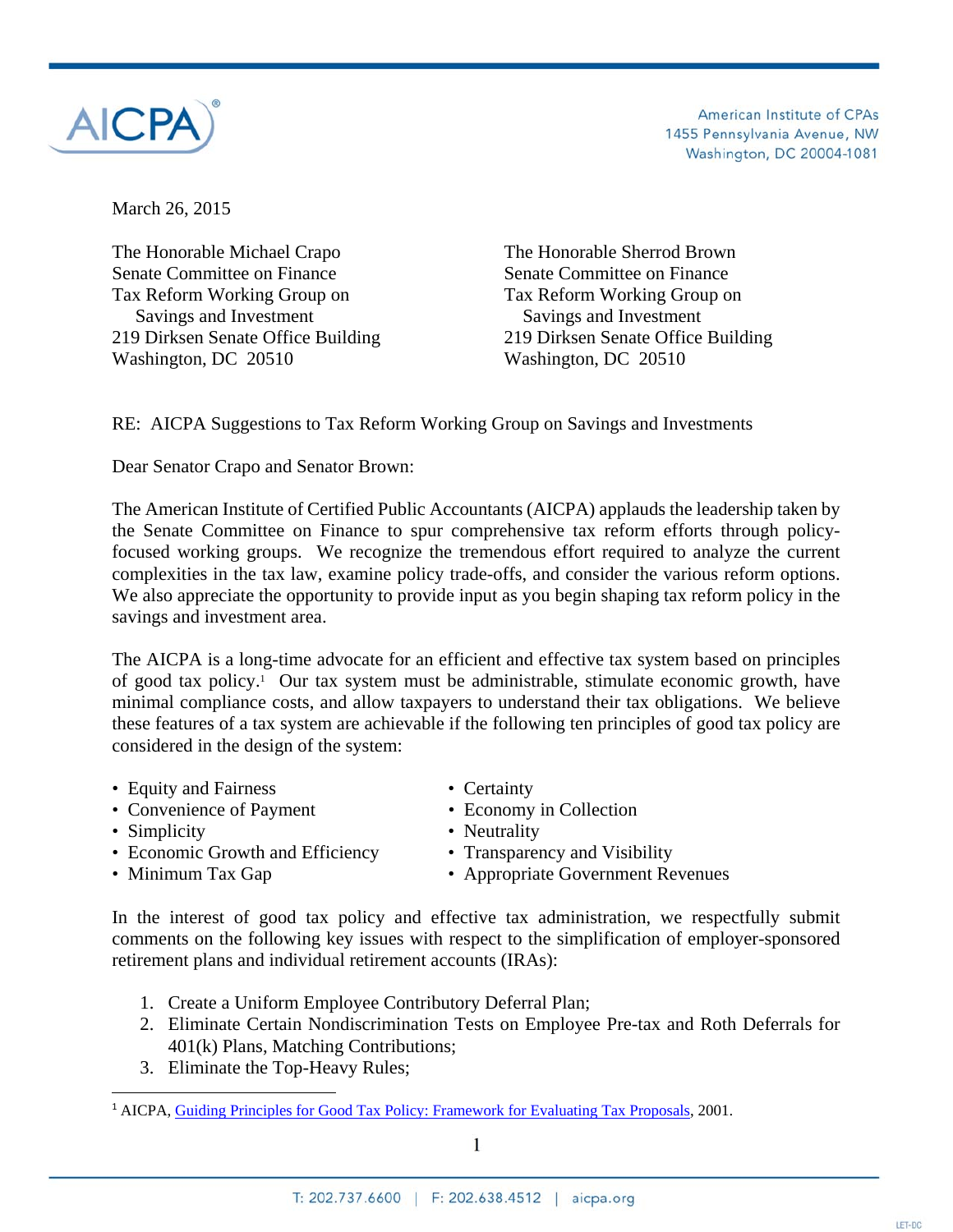AICPA

American Institute of CPAs
1455 Pennsylvania Avenue, NW
Washington, DC 20004-1081

March 26, 2015

The Honorable Michael Crapo
Senate Committee on Finance
Tax Reform Working Group on
Savings and Investment
219 Dirksen Senate Office Building
Washington, DC 20510

The Honorable Sherrod Brown
Senate Committee on Finance
Tax Reform Working Group on
Savings and Investment
219 Dirksen Senate Office Building
Washington, DC 20510

RE: AICPA Suggestions to Tax Reform Working Group on Savings and Investments

Dear Senator Crapo and Senator Brown:

The American Institute of Certified Public Accountants (AICPA) applauds the leadership taken by the Senate Committee on Finance to spur comprehensive tax reform efforts through policy-focused working groups. We recognize the tremendous effort required to analyze the current complexities in the tax law, examine policy trade-offs, and consider the various reform options. We also appreciate the opportunity to provide input as you begin shaping tax reform policy in the savings and investment area.

The AICPA is a long-time advocate for an efficient and effective tax system based on principles of good tax policy.[1] Our tax system must be administrable, stimulate economic growth, have minimal compliance costs, and allow taxpayers to understand their tax obligations. We believe these features of a tax system are achievable if the following ten principles of good tax policy are considered in the design of the system:

- Equity and Fairness
- Convenience of Payment
- Simplicity
- Economic Growth and Efficiency
- Minimum Tax Gap
- Certainty
- Economy in Collection
- Neutrality
- Transparency and Visibility
- Appropriate Government Revenues

In the interest of good tax policy and effective tax administration, we respectfully submit comments on the following key issues with respect to the simplification of employer-sponsored retirement plans and individual retirement accounts (IRAs):

1. Create a Uniform Employee Contributory Deferral Plan;
2. Eliminate Certain Nondiscrimination Tests on Employee Pre-tax and Roth Deferrals for 401(k) Plans, Matching Contributions;
3. Eliminate the Top-Heavy Rules;

[1] AICPA, Guiding Principles for Good Tax Policy: Framework for Evaluating Tax Proposals, 2001.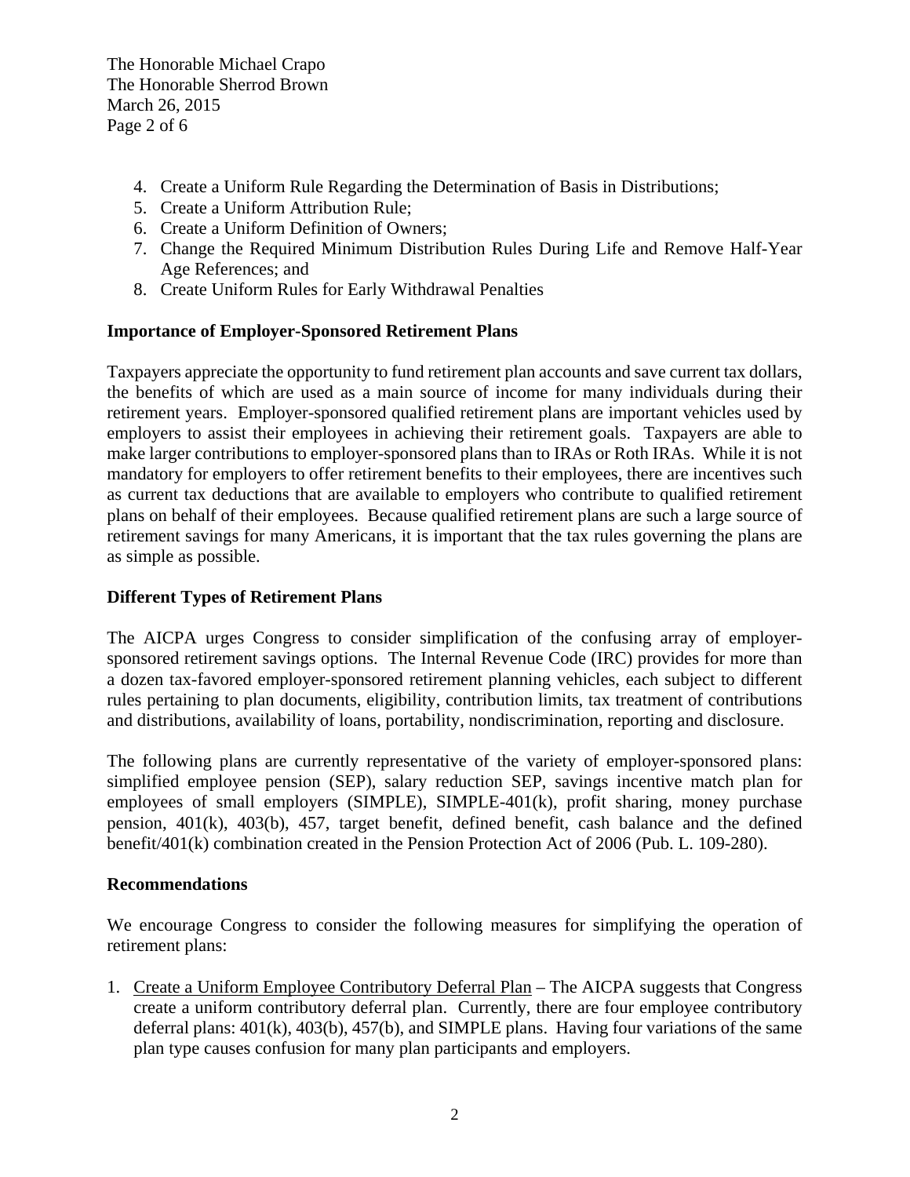4. Create a Uniform Rule Regarding the Determination of Basis in Distributions;
5. Create a Uniform Attribution Rule;
6. Create a Uniform Definition of Owners;
7. Change the Required Minimum Distribution Rules During Life and Remove Half-Year Age References; and
8. Create Uniform Rules for Early Withdrawal Penalties

**Importance of Employer-Sponsored Retirement Plans**

Taxpayers appreciate the opportunity to fund retirement plan accounts and save current tax dollars, the benefits of which are used as a main source of income for many individuals during their retirement years. Employer-sponsored qualified retirement plans are important vehicles used by employers to assist their employees in achieving their retirement goals. Taxpayers are able to make larger contributions to employer-sponsored plans than to IRAs or Roth IRAs. While it is not mandatory for employers to offer retirement benefits to their employees, there are incentives such as current tax deductions that are available to employers who contribute to qualified retirement plans on behalf of their employees. Because qualified retirement plans are such a large source of retirement savings for many Americans, it is important that the tax rules governing the plans are as simple as possible.

**Different Types of Retirement Plans**

The AICPA urges Congress to consider simplification of the confusing array of employer-sponsored retirement savings options. The Internal Revenue Code (IRC) provides for more than a dozen tax-favored employer-sponsored retirement planning vehicles, each subject to different rules pertaining to plan documents, eligibility, contribution limits, tax treatment of contributions and distributions, availability of loans, portability, nondiscrimination, reporting and disclosure.

The following plans are currently representative of the variety of employer-sponsored plans: simplified employee pension (SEP), salary reduction SEP, savings incentive match plan for employees of small employers (SIMPLE), SIMPLE-401(k), profit sharing, money purchase pension, 401(k), 403(b), 457, target benefit, defined benefit, cash balance and the defined benefit/401(k) combination created in the Pension Protection Act of 2006 (Pub. L. 109-280).

**Recommendations**

We encourage Congress to consider the following measures for simplifying the operation of retirement plans:

1. Create a Uniform Employee Contributory Deferral Plan – The AICPA suggests that Congress create a uniform contributory deferral plan. Currently, there are four employee contributory deferral plans: 401(k), 403(b), 457(b), and SIMPLE plans. Having four variations of the same plan type causes confusion for many plan participants and employers.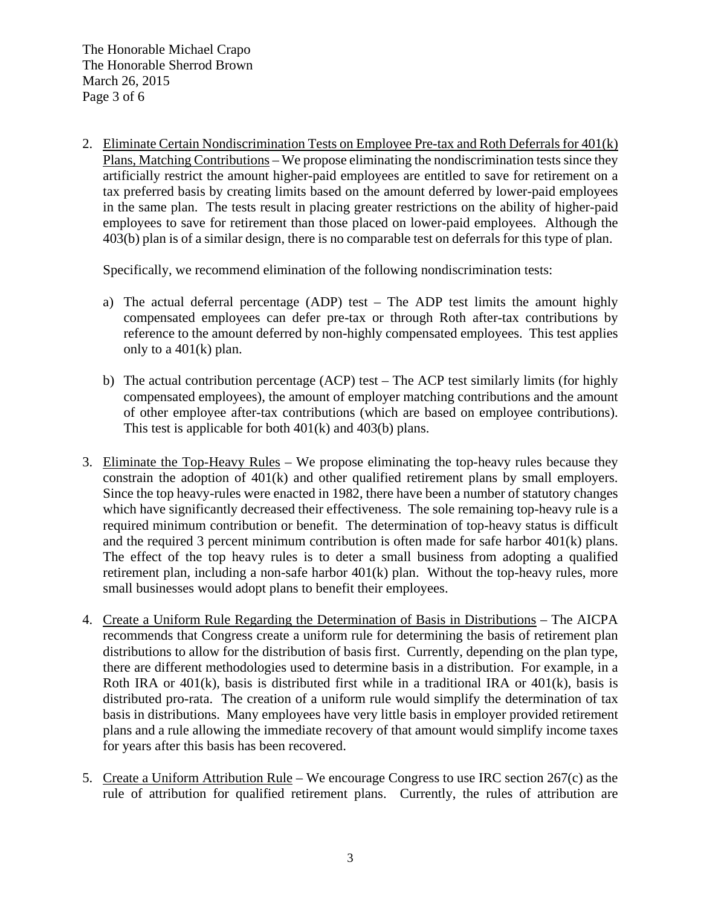2. Eliminate Certain Nondiscrimination Tests on Employee Pre-tax and Roth Deferrals for 401(k) Plans, Matching Contributions – We propose eliminating the nondiscrimination tests since they artificially restrict the amount higher-paid employees are entitled to save for retirement on a tax preferred basis by creating limits based on the amount deferred by lower-paid employees in the same plan. The tests result in placing greater restrictions on the ability of higher-paid employees to save for retirement than those placed on lower-paid employees. Although the 403(b) plan is of a similar design, there is no comparable test on deferrals for this type of plan.

   Specifically, we recommend elimination of the following nondiscrimination tests:

   a) The actual deferral percentage (ADP) test – The ADP test limits the amount highly compensated employees can defer pre-tax or through Roth after-tax contributions by reference to the amount deferred by non-highly compensated employees. This test applies only to a 401(k) plan.

   b) The actual contribution percentage (ACP) test – The ACP test similarly limits (for highly compensated employees), the amount of employer matching contributions and the amount of other employee after-tax contributions (which are based on employee contributions). This test is applicable for both 401(k) and 403(b) plans.

3. Eliminate the Top-Heavy Rules – We propose eliminating the top-heavy rules because they constrain the adoption of 401(k) and other qualified retirement plans by small employers. Since the top heavy-rules were enacted in 1982, there have been a number of statutory changes which have significantly decreased their effectiveness. The sole remaining top-heavy rule is a required minimum contribution or benefit. The determination of top-heavy status is difficult and the required 3 percent minimum contribution is often made for safe harbor 401(k) plans. The effect of the top heavy rules is to deter a small business from adopting a qualified retirement plan, including a non-safe harbor 401(k) plan. Without the top-heavy rules, more small businesses would adopt plans to benefit their employees.

4. Create a Uniform Rule Regarding the Determination of Basis in Distributions – The AICPA recommends that Congress create a uniform rule for determining the basis of retirement plan distributions to allow for the distribution of basis first. Currently, depending on the plan type, there are different methodologies used to determine basis in a distribution. For example, in a Roth IRA or 401(k), basis is distributed first while in a traditional IRA or 401(k), basis is distributed pro-rata. The creation of a uniform rule would simplify the determination of tax basis in distributions. Many employees have very little basis in employer provided retirement plans and a rule allowing the immediate recovery of that amount would simplify income taxes for years after this basis has been recovered.

5. Create a Uniform Attribution Rule – We encourage Congress to use IRC section 267(c) as the rule of attribution for qualified retirement plans. Currently, the rules of attribution are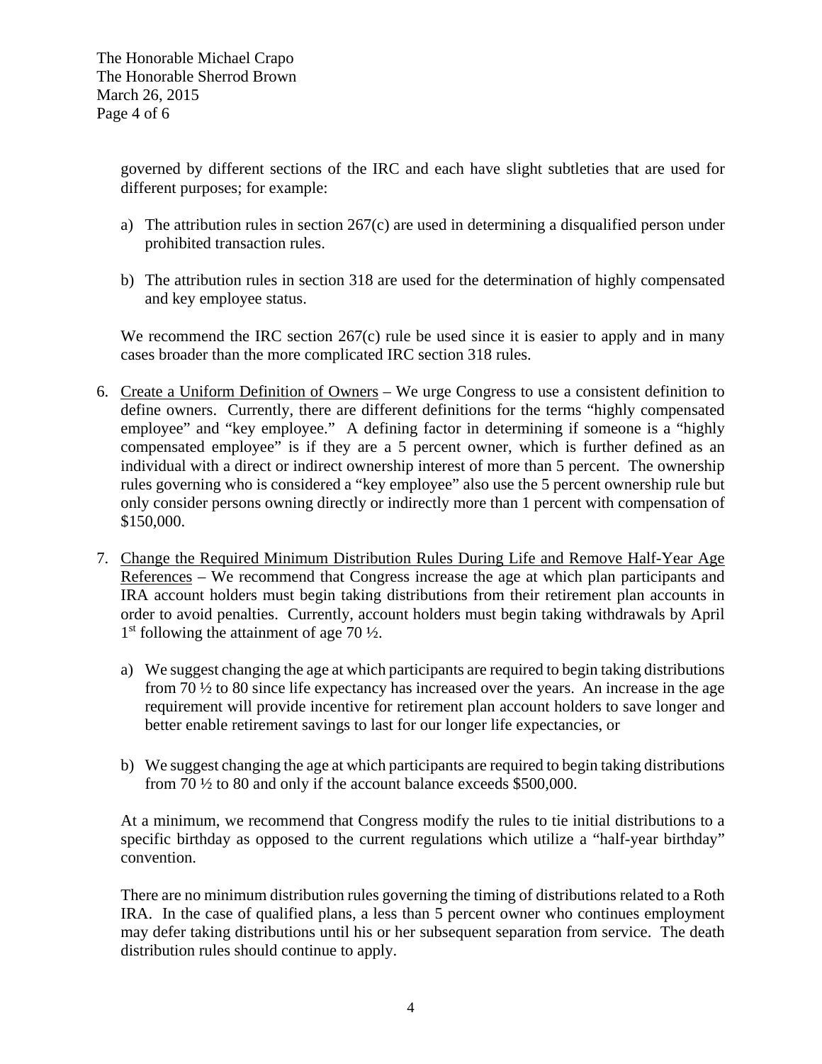governed by different sections of the IRC and each have slight subtleties that are used for different purposes; for example:

a) The attribution rules in section 267(c) are used in determining a disqualified person under prohibited transaction rules.

b) The attribution rules in section 318 are used for the determination of highly compensated and key employee status.

We recommend the IRC section 267(c) rule be used since it is easier to apply and in many cases broader than the more complicated IRC section 318 rules.

6. Create a Uniform Definition of Owners – We urge Congress to use a consistent definition to define owners. Currently, there are different definitions for the terms "highly compensated employee" and "key employee." A defining factor in determining if someone is a "highly compensated employee" is if they are a 5 percent owner, which is further defined as an individual with a direct or indirect ownership interest of more than 5 percent. The ownership rules governing who is considered a "key employee" also use the 5 percent ownership rule but only consider persons owning directly or indirectly more than 1 percent with compensation of $150,000.

7. Change the Required Minimum Distribution Rules During Life and Remove Half-Year Age References – We recommend that Congress increase the age at which plan participants and IRA account holders must begin taking distributions from their retirement plan accounts in order to avoid penalties. Currently, account holders must begin taking withdrawals by April 1st following the attainment of age 70 ½.

   a) We suggest changing the age at which participants are required to begin taking distributions from 70 ½ to 80 since life expectancy has increased over the years. An increase in the age requirement will provide incentive for retirement plan account holders to save longer and better enable retirement savings to last for our longer life expectancies, or

   b) We suggest changing the age at which participants are required to begin taking distributions from 70 ½ to 80 and only if the account balance exceeds $500,000.

   At a minimum, we recommend that Congress modify the rules to tie initial distributions to a specific birthday as opposed to the current regulations which utilize a "half-year birthday" convention.

   There are no minimum distribution rules governing the timing of distributions related to a Roth IRA. In the case of qualified plans, a less than 5 percent owner who continues employment may defer taking distributions until his or her subsequent separation from service. The death distribution rules should continue to apply.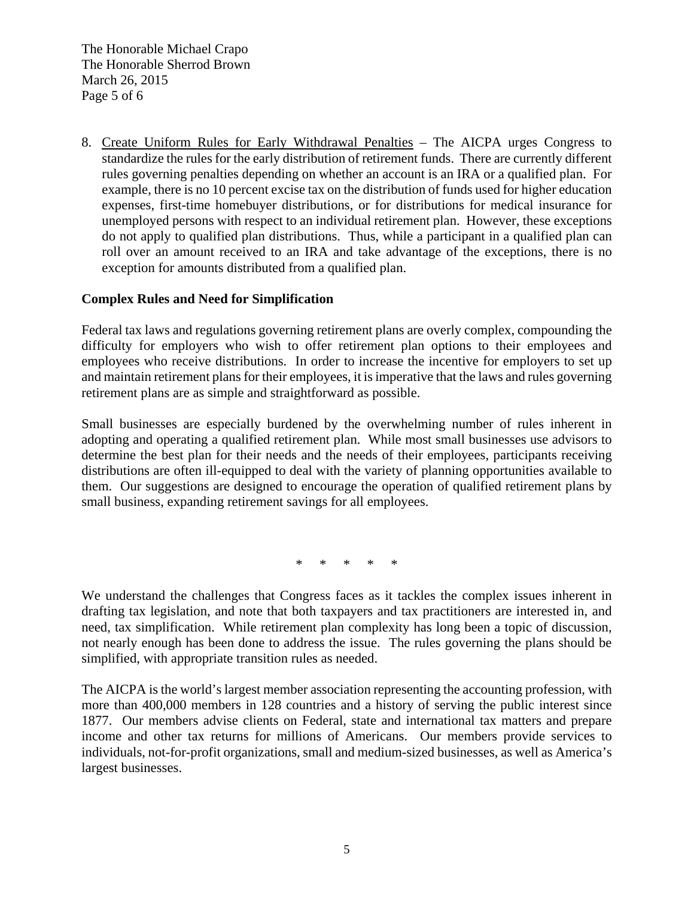8. Create Uniform Rules for Early Withdrawal Penalties – The AICPA urges Congress to standardize the rules for the early distribution of retirement funds. There are currently different rules governing penalties depending on whether an account is an IRA or a qualified plan. For example, there is no 10 percent excise tax on the distribution of funds used for higher education expenses, first-time homebuyer distributions, or for distributions for medical insurance for unemployed persons with respect to an individual retirement plan. However, these exceptions do not apply to qualified plan distributions. Thus, while a participant in a qualified plan can roll over an amount received to an IRA and take advantage of the exceptions, there is no exception for amounts distributed from a qualified plan.

**Complex Rules and Need for Simplification**

Federal tax laws and regulations governing retirement plans are overly complex, compounding the difficulty for employers who wish to offer retirement plan options to their employees and employees who receive distributions. In order to increase the incentive for employers to set up and maintain retirement plans for their employees, it is imperative that the laws and rules governing retirement plans are as simple and straightforward as possible.

Small businesses are especially burdened by the overwhelming number of rules inherent in adopting and operating a qualified retirement plan. While most small businesses use advisors to determine the best plan for their needs and the needs of their employees, participants receiving distributions are often ill-equipped to deal with the variety of planning opportunities available to them. Our suggestions are designed to encourage the operation of qualified retirement plans by small business, expanding retirement savings for all employees.

\* \* \* \* \*

We understand the challenges that Congress faces as it tackles the complex issues inherent in drafting tax legislation, and note that both taxpayers and tax practitioners are interested in, and need, tax simplification. While retirement plan complexity has long been a topic of discussion, not nearly enough has been done to address the issue. The rules governing the plans should be simplified, with appropriate transition rules as needed.

The AICPA is the world's largest member association representing the accounting profession, with more than 400,000 members in 128 countries and a history of serving the public interest since 1877. Our members advise clients on Federal, state and international tax matters and prepare income and other tax returns for millions of Americans. Our members provide services to individuals, not-for-profit organizations, small and medium-sized businesses, as well as America's largest businesses.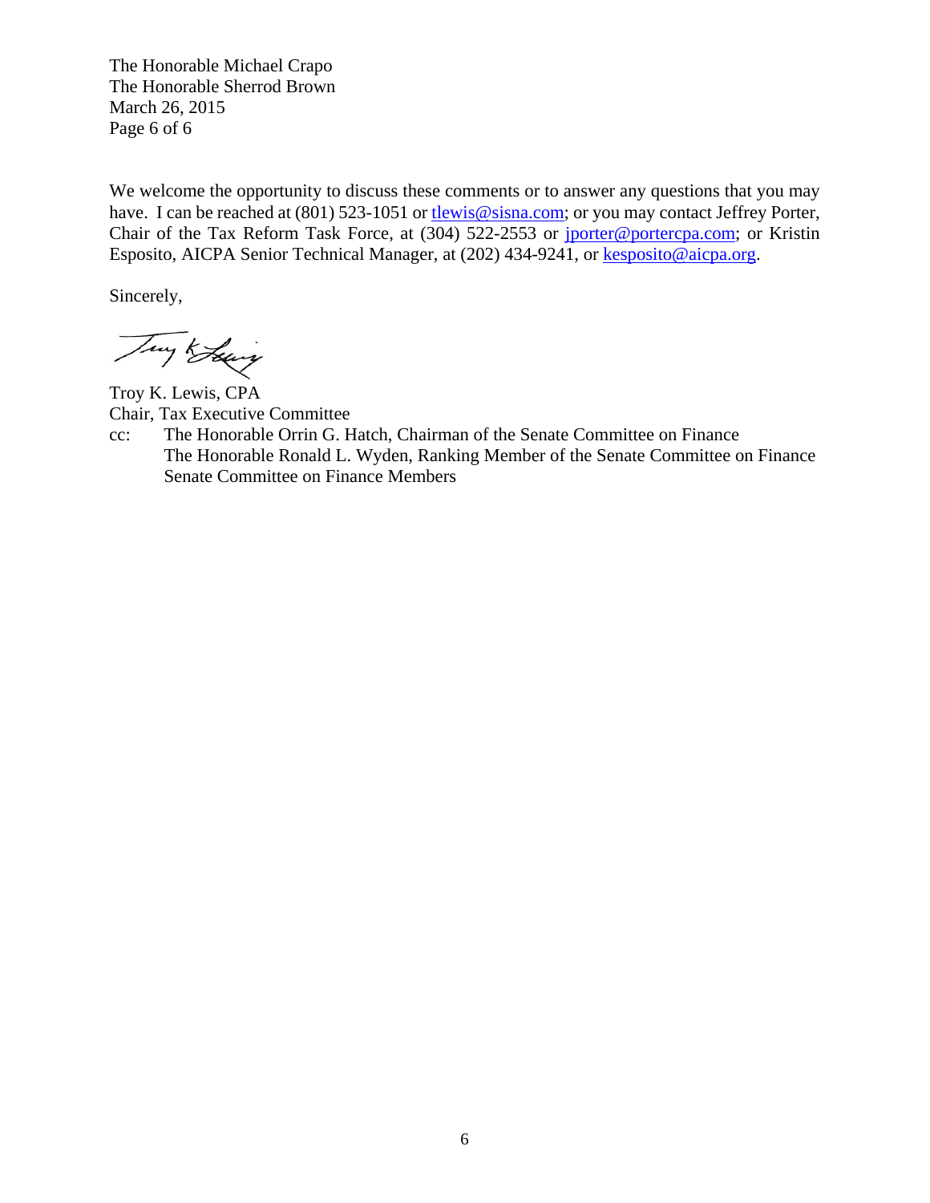We welcome the opportunity to discuss these comments or to answer any questions that you may have. I can be reached at (801) 523-1051 or tlewis@sisna.com; or you may contact Jeffrey Porter, Chair of the Tax Reform Task Force, at (304) 522-2553 or jporter@portercpa.com; or Kristin Esposito, AICPA Senior Technical Manager, at (202) 434-9241, or kesposito@aicpa.org.

Sincerely,

Troy K. Lewis, CPA
Chair, Tax Executive Committee

cc: The Honorable Orrin G. Hatch, Chairman of the Senate Committee on Finance
The Honorable Ronald L. Wyden, Ranking Member of the Senate Committee on Finance
Senate Committee on Finance Members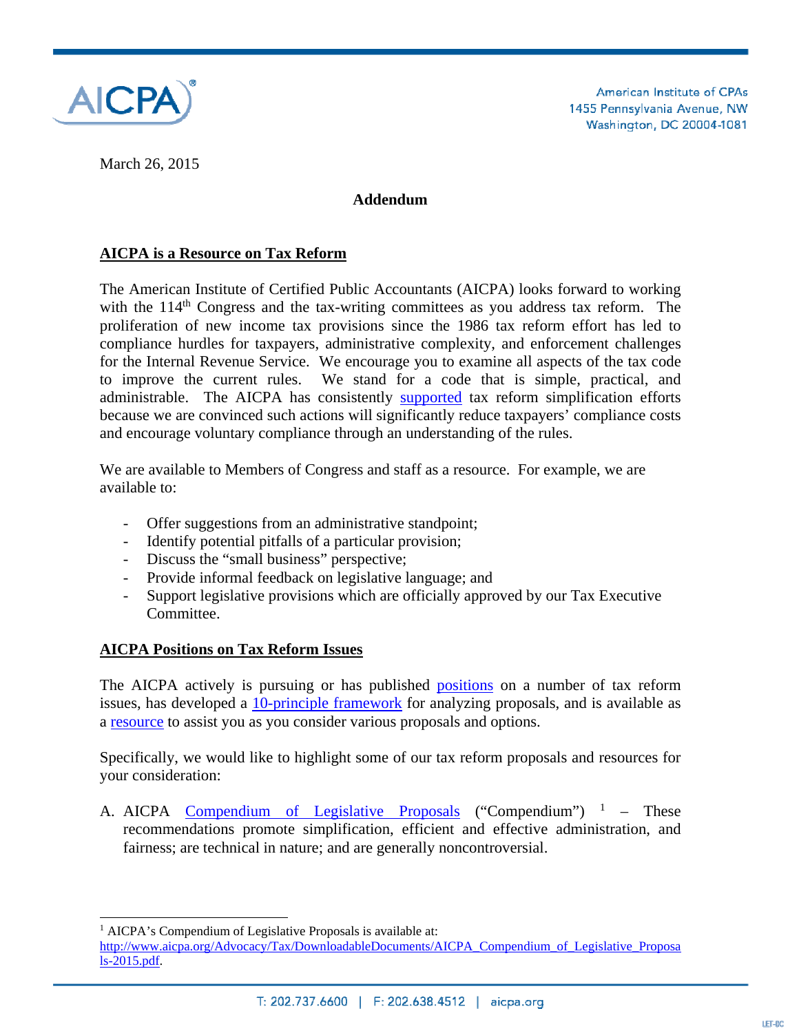March 26, 2015

**Addendum**

**AICPA is a Resource on Tax Reform**

The American Institute of Certified Public Accountants (AICPA) looks forward to working with the 114th Congress and the tax-writing committees as you address tax reform. The proliferation of new income tax provisions since the 1986 tax reform effort has led to compliance hurdles for taxpayers, administrative complexity, and enforcement challenges for the Internal Revenue Service. We encourage you to examine all aspects of the tax code to improve the current rules. We stand for a code that is simple, practical, and administrable. The AICPA has consistently supported tax reform simplification efforts because we are convinced such actions will significantly reduce taxpayers' compliance costs and encourage voluntary compliance through an understanding of the rules.

We are available to Members of Congress and staff as a resource. For example, we are available to:

- Offer suggestions from an administrative standpoint;
- Identify potential pitfalls of a particular provision;
- Discuss the "small business" perspective;
- Provide informal feedback on legislative language; and
- Support legislative provisions which are officially approved by our Tax Executive Committee.

**AICPA Positions on Tax Reform Issues**

The AICPA actively is pursuing or has published positions on a number of tax reform issues, has developed a 10-principle framework for analyzing proposals, and is available as a resource to assist you as you consider various proposals and options.

Specifically, we would like to highlight some of our tax reform proposals and resources for your consideration:

A. AICPA Compendium of Legislative Proposals ("Compendium") [1] – These recommendations promote simplification, efficient and effective administration, and fairness; are technical in nature; and are generally noncontroversial.

[1] AICPA's Compendium of Legislative Proposals is available at: http://www.aicpa.org/Advocacy/Tax/DownloadableDocuments/AICPA_Compendium_of_Legislative_Proposals-2015.pdf.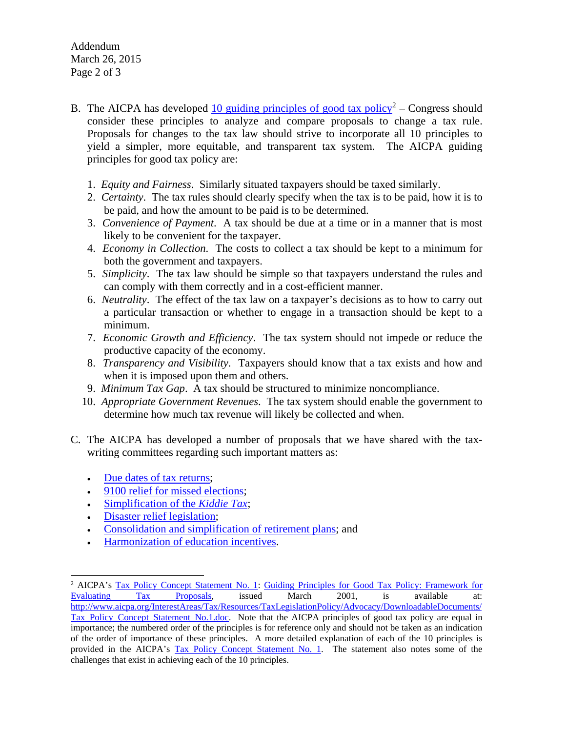B. The AICPA has developed 10 guiding principles of good tax policy[2] – Congress should consider these principles to analyze and compare proposals to change a tax rule. Proposals for changes to the tax law should strive to incorporate all 10 principles to yield a simpler, more equitable, and transparent tax system. The AICPA guiding principles for good tax policy are:

   1. *Equity and Fairness*. Similarly situated taxpayers should be taxed similarly.
   2. *Certainty*. The tax rules should clearly specify when the tax is to be paid, how it is to be paid, and how the amount to be paid is to be determined.
   3. *Convenience of Payment*. A tax should be due at a time or in a manner that is most likely to be convenient for the taxpayer.
   4. *Economy in Collection*. The costs to collect a tax should be kept to a minimum for both the government and taxpayers.
   5. *Simplicity*. The tax law should be simple so that taxpayers understand the rules and can comply with them correctly and in a cost-efficient manner.
   6. *Neutrality*. The effect of the tax law on a taxpayer's decisions as to how to carry out a particular transaction or whether to engage in a transaction should be kept to a minimum.
   7. *Economic Growth and Efficiency*. The tax system should not impede or reduce the productive capacity of the economy.
   8. *Transparency and Visibility*. Taxpayers should know that a tax exists and how and when it is imposed upon them and others.
   9. *Minimum Tax Gap*. A tax should be structured to minimize noncompliance.
   10. *Appropriate Government Revenues*. The tax system should enable the government to determine how much tax revenue will likely be collected and when.

C. The AICPA has developed a number of proposals that we have shared with the tax-writing committees regarding such important matters as:

   - Due dates of tax returns;
   - 9100 relief for missed elections;
   - Simplification of the *Kiddie Tax*;
   - Disaster relief legislation;
   - Consolidation and simplification of retirement plans; and
   - Harmonization of education incentives.

---

[2] AICPA's Tax Policy Concept Statement No. 1: Guiding Principles for Good Tax Policy: Framework for Evaluating Tax Proposals, issued March 2001, is available at: http://www.aicpa.org/InterestAreas/Tax/Resources/TaxLegislationPolicy/Advocacy/DownloadableDocuments/Tax_Policy_Concept_Statement_No.1.doc. Note that the AICPA principles of good tax policy are equal in importance; the numbered order of the principles is for reference only and should not be taken as an indication of the order of importance of these principles. A more detailed explanation of each of the 10 principles is provided in the AICPA's Tax Policy Concept Statement No. 1. The statement also notes some of the challenges that exist in achieving each of the 10 principles.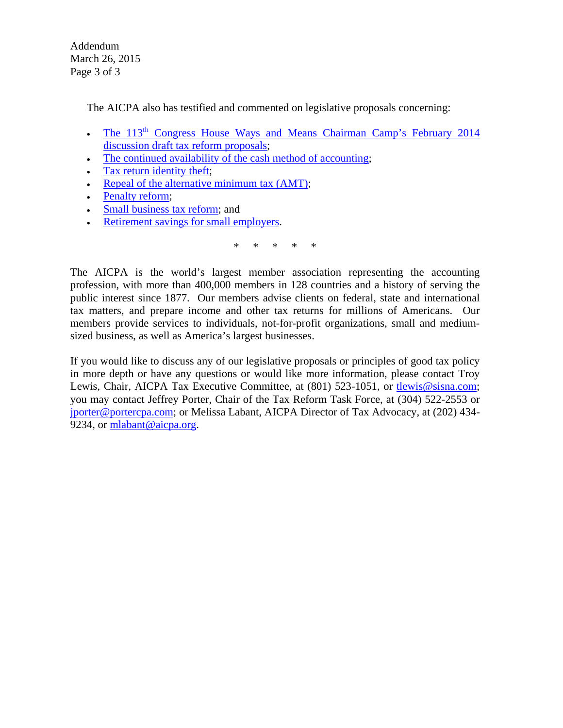The AICPA also has testified and commented on legislative proposals concerning:

- The 113th Congress House Ways and Means Chairman Camp's February 2014 discussion draft tax reform proposals;
- The continued availability of the cash method of accounting;
- Tax return identity theft;
- Repeal of the alternative minimum tax (AMT);
- Penalty reform;
- Small business tax reform; and
- Retirement savings for small employers.

\* \* \* \* \*

The AICPA is the world's largest member association representing the accounting profession, with more than 400,000 members in 128 countries and a history of serving the public interest since 1877. Our members advise clients on federal, state and international tax matters, and prepare income and other tax returns for millions of Americans. Our members provide services to individuals, not-for-profit organizations, small and medium-sized business, as well as America's largest businesses.

If you would like to discuss any of our legislative proposals or principles of good tax policy in more depth or have any questions or would like more information, please contact Troy Lewis, Chair, AICPA Tax Executive Committee, at (801) 523-1051, or tlewis@sisna.com; you may contact Jeffrey Porter, Chair of the Tax Reform Task Force, at (304) 522-2553 or jporter@portercpa.com; or Melissa Labant, AICPA Director of Tax Advocacy, at (202) 434-9234, or mlabant@aicpa.org.